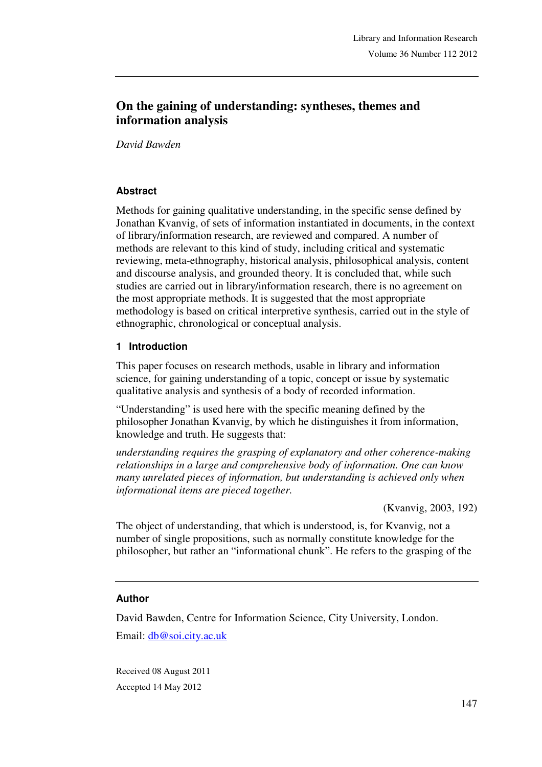# On the gaining of understanding: syntheses, themes and information analysis

*David Bawden*

### Abstract

Methods for gaining qualitative understanding, in the specific sense defined by Jonathan Kvanvig, of sets of information instantiated in documents, in the context of library/information research, are reviewed and compared. A number of methods are relevant to this kind of study, including critical and systematic reviewing, meta-ethnography, historical analysis, philosophical analysis, content and discourse analysis, and grounded theory. It is concluded that, while such studies are carried out in library/information research, there is no agreement on the most appropriate methods. It is suggested that the most appropriate methodology is based on critical interpretive synthesis, carried out in the style of ethnographic, chronological or conceptual analysis.

## 1 Introduction

This paper focuses on research methods, usable in library and information science, for gaining understanding of a topic, concept or issue by systematic qualitative analysis and synthesis of a body of recorded information.

"Understanding" is used here with the specific meaning defined by the philosopher Jonathan Kvanvig, by which he distinguishes it from information, knowledge and truth. He suggests that:

*understanding requires the grasping of explanatory and other coherence-making relationships in a large and comprehensive body of information. One can know many unrelated pieces of information, but understanding is achieved only when informational items are pieced together.*

(Kvanvig, 2003, 192)

The object of understanding, that which is understood, is, for Kvanvig, not a number of single propositions, such as normally constitute knowledge for the philosopher, but rather an "informational chunk". He refers to the grasping of the

---

### Author

David Bawden, Centre for Information Science, City University, London.

Email: db@soi.city.ac.uk

Received 08 August 2011

Accepted 14 May 2012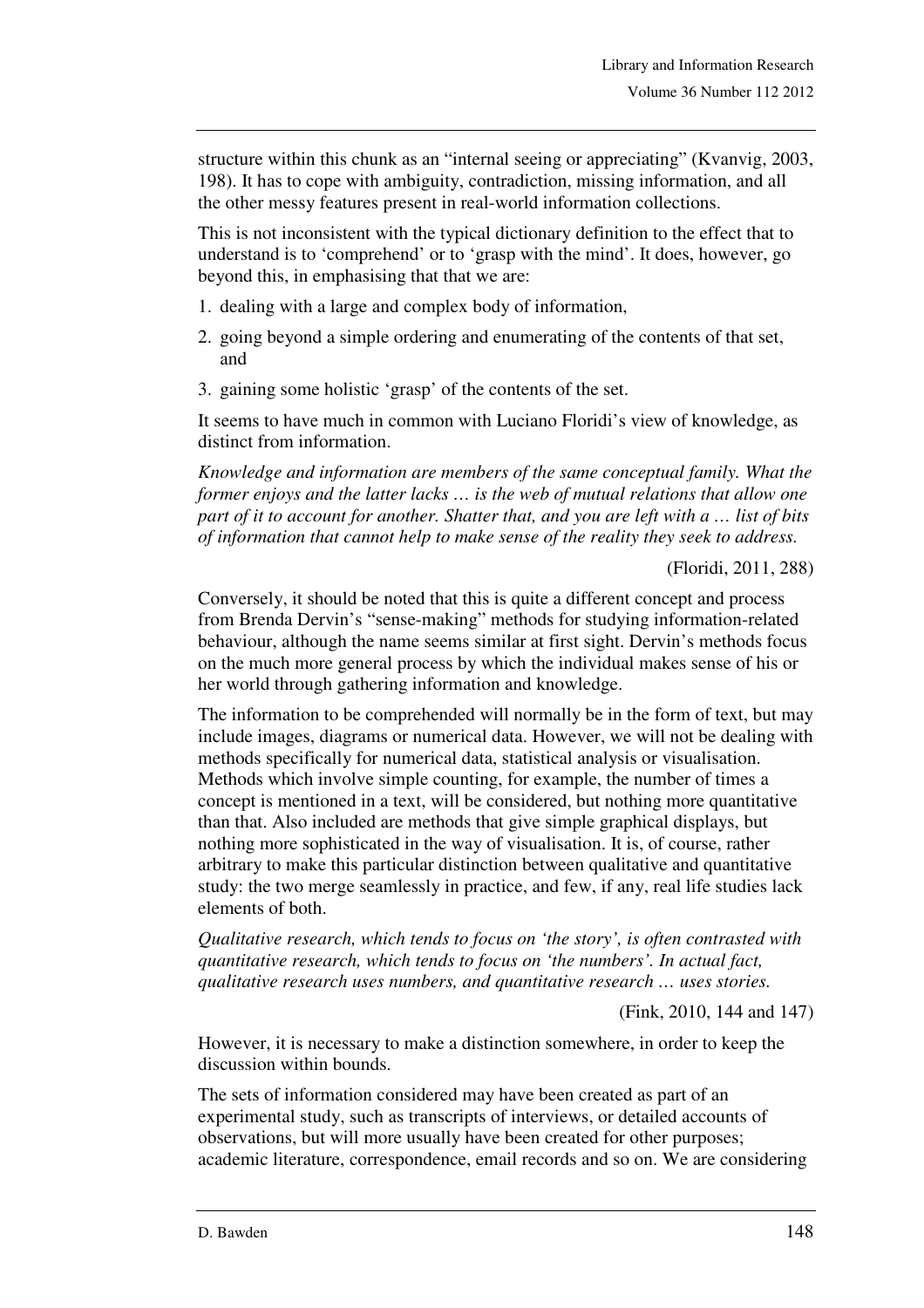structure within this chunk as an "internal seeing or appreciating" (Kvanvig, 2003, 198). It has to cope with ambiguity, contradiction, missing information, and all the other messy features present in real-world information collections.

This is not inconsistent with the typical dictionary definition to the effect that to understand is to 'comprehend' or to 'grasp with the mind'. It does, however, go beyond this, in emphasising that that we are:

1. dealing with a large and complex body of information,
2. going beyond a simple ordering and enumerating of the contents of that set, and
3. gaining some holistic 'grasp' of the contents of the set.

It seems to have much in common with Luciano Floridi's view of knowledge, as distinct from information.

*Knowledge and information are members of the same conceptual family. What the former enjoys and the latter lacks … is the web of mutual relations that allow one part of it to account for another. Shatter that, and you are left with a … list of bits of information that cannot help to make sense of the reality they seek to address.*

(Floridi, 2011, 288)

Conversely, it should be noted that this is quite a different concept and process from Brenda Dervin's "sense-making" methods for studying information-related behaviour, although the name seems similar at first sight. Dervin's methods focus on the much more general process by which the individual makes sense of his or her world through gathering information and knowledge.

The information to be comprehended will normally be in the form of text, but may include images, diagrams or numerical data. However, we will not be dealing with methods specifically for numerical data, statistical analysis or visualisation. Methods which involve simple counting, for example, the number of times a concept is mentioned in a text, will be considered, but nothing more quantitative than that. Also included are methods that give simple graphical displays, but nothing more sophisticated in the way of visualisation. It is, of course, rather arbitrary to make this particular distinction between qualitative and quantitative study: the two merge seamlessly in practice, and few, if any, real life studies lack elements of both.

*Qualitative research, which tends to focus on 'the story', is often contrasted with quantitative research, which tends to focus on 'the numbers'. In actual fact, qualitative research uses numbers, and quantitative research … uses stories.*

(Fink, 2010, 144 and 147)

However, it is necessary to make a distinction somewhere, in order to keep the discussion within bounds.

The sets of information considered may have been created as part of an experimental study, such as transcripts of interviews, or detailed accounts of observations, but will more usually have been created for other purposes; academic literature, correspondence, email records and so on. We are considering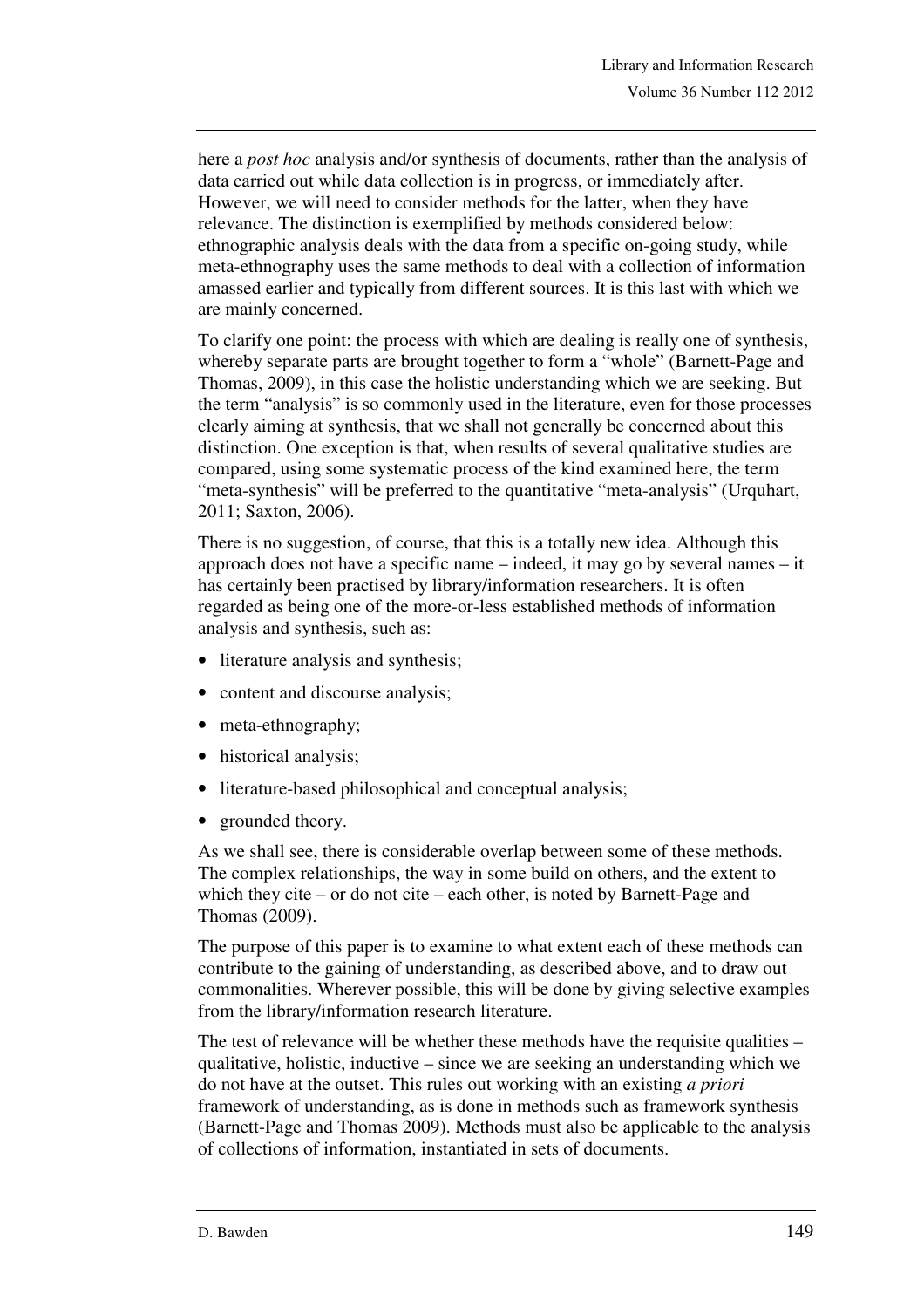here a *post hoc* analysis and/or synthesis of documents, rather than the analysis of data carried out while data collection is in progress, or immediately after. However, we will need to consider methods for the latter, when they have relevance. The distinction is exemplified by methods considered below: ethnographic analysis deals with the data from a specific on-going study, while meta-ethnography uses the same methods to deal with a collection of information amassed earlier and typically from different sources. It is this last with which we are mainly concerned.

To clarify one point: the process with which are dealing is really one of synthesis, whereby separate parts are brought together to form a "whole" (Barnett-Page and Thomas, 2009), in this case the holistic understanding which we are seeking. But the term "analysis" is so commonly used in the literature, even for those processes clearly aiming at synthesis, that we shall not generally be concerned about this distinction. One exception is that, when results of several qualitative studies are compared, using some systematic process of the kind examined here, the term "meta-synthesis" will be preferred to the quantitative "meta-analysis" (Urquhart, 2011; Saxton, 2006).

There is no suggestion, of course, that this is a totally new idea. Although this approach does not have a specific name – indeed, it may go by several names – it has certainly been practised by library/information researchers. It is often regarded as being one of the more-or-less established methods of information analysis and synthesis, such as:

- literature analysis and synthesis;
- content and discourse analysis;
- meta-ethnography;
- historical analysis;
- literature-based philosophical and conceptual analysis;
- grounded theory.

As we shall see, there is considerable overlap between some of these methods. The complex relationships, the way in some build on others, and the extent to which they cite – or do not cite – each other, is noted by Barnett-Page and Thomas (2009).

The purpose of this paper is to examine to what extent each of these methods can contribute to the gaining of understanding, as described above, and to draw out commonalities. Wherever possible, this will be done by giving selective examples from the library/information research literature.

The test of relevance will be whether these methods have the requisite qualities – qualitative, holistic, inductive – since we are seeking an understanding which we do not have at the outset. This rules out working with an existing *a priori* framework of understanding, as is done in methods such as framework synthesis (Barnett-Page and Thomas 2009). Methods must also be applicable to the analysis of collections of information, instantiated in sets of documents.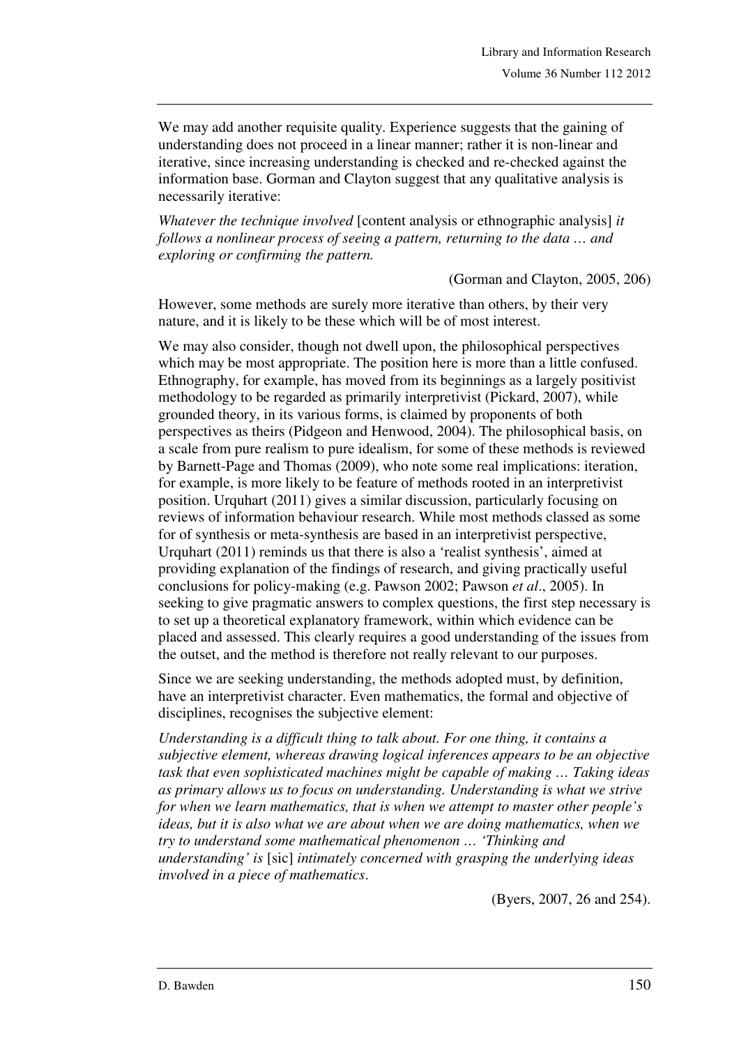We may add another requisite quality. Experience suggests that the gaining of understanding does not proceed in a linear manner; rather it is non-linear and iterative, since increasing understanding is checked and re-checked against the information base. Gorman and Clayton suggest that any qualitative analysis is necessarily iterative:

*Whatever the technique involved* [content analysis or ethnographic analysis] *it follows a nonlinear process of seeing a pattern, returning to the data … and exploring or confirming the pattern.*

(Gorman and Clayton, 2005, 206)

However, some methods are surely more iterative than others, by their very nature, and it is likely to be these which will be of most interest.

We may also consider, though not dwell upon, the philosophical perspectives which may be most appropriate. The position here is more than a little confused. Ethnography, for example, has moved from its beginnings as a largely positivist methodology to be regarded as primarily interpretivist (Pickard, 2007), while grounded theory, in its various forms, is claimed by proponents of both perspectives as theirs (Pidgeon and Henwood, 2004). The philosophical basis, on a scale from pure realism to pure idealism, for some of these methods is reviewed by Barnett-Page and Thomas (2009), who note some real implications: iteration, for example, is more likely to be feature of methods rooted in an interpretivist position. Urquhart (2011) gives a similar discussion, particularly focusing on reviews of information behaviour research. While most methods classed as some for of synthesis or meta-synthesis are based in an interpretivist perspective, Urquhart (2011) reminds us that there is also a 'realist synthesis', aimed at providing explanation of the findings of research, and giving practically useful conclusions for policy-making (e.g. Pawson 2002; Pawson *et al*., 2005). In seeking to give pragmatic answers to complex questions, the first step necessary is to set up a theoretical explanatory framework, within which evidence can be placed and assessed. This clearly requires a good understanding of the issues from the outset, and the method is therefore not really relevant to our purposes.

Since we are seeking understanding, the methods adopted must, by definition, have an interpretivist character. Even mathematics, the formal and objective of disciplines, recognises the subjective element:

*Understanding is a difficult thing to talk about. For one thing, it contains a subjective element, whereas drawing logical inferences appears to be an objective task that even sophisticated machines might be capable of making … Taking ideas as primary allows us to focus on understanding. Understanding is what we strive for when we learn mathematics, that is when we attempt to master other people's ideas, but it is also what we are about when we are doing mathematics, when we try to understand some mathematical phenomenon … 'Thinking and understanding' is* [sic] *intimately concerned with grasping the underlying ideas involved in a piece of mathematics*.

(Byers, 2007, 26 and 254).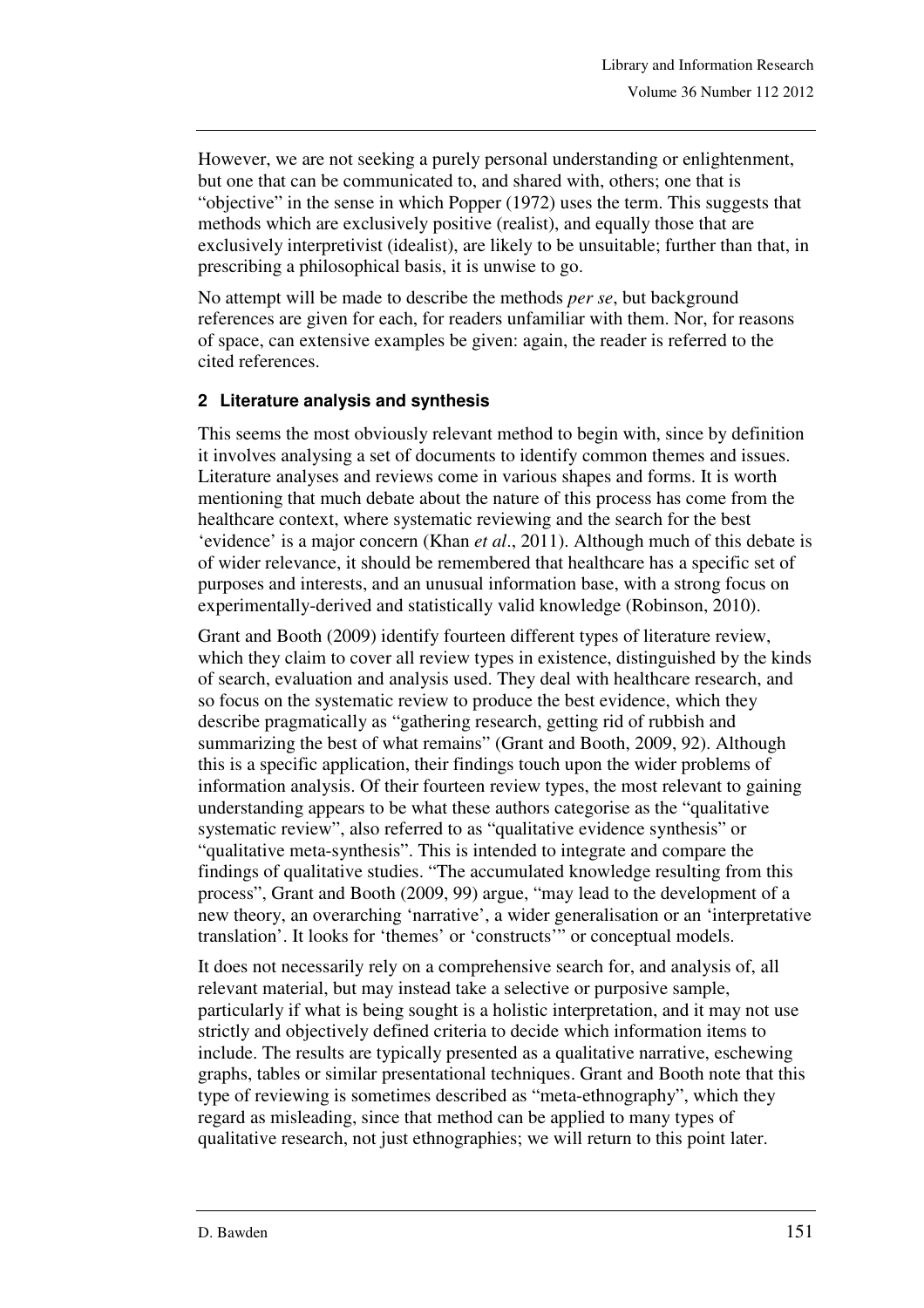However, we are not seeking a purely personal understanding or enlightenment, but one that can be communicated to, and shared with, others; one that is "objective" in the sense in which Popper (1972) uses the term. This suggests that methods which are exclusively positive (realist), and equally those that are exclusively interpretivist (idealist), are likely to be unsuitable; further than that, in prescribing a philosophical basis, it is unwise to go.

No attempt will be made to describe the methods *per se*, but background references are given for each, for readers unfamiliar with them. Nor, for reasons of space, can extensive examples be given: again, the reader is referred to the cited references.

## 2 Literature analysis and synthesis

This seems the most obviously relevant method to begin with, since by definition it involves analysing a set of documents to identify common themes and issues. Literature analyses and reviews come in various shapes and forms. It is worth mentioning that much debate about the nature of this process has come from the healthcare context, where systematic reviewing and the search for the best 'evidence' is a major concern (Khan *et al*., 2011). Although much of this debate is of wider relevance, it should be remembered that healthcare has a specific set of purposes and interests, and an unusual information base, with a strong focus on experimentally-derived and statistically valid knowledge (Robinson, 2010).

Grant and Booth (2009) identify fourteen different types of literature review, which they claim to cover all review types in existence, distinguished by the kinds of search, evaluation and analysis used. They deal with healthcare research, and so focus on the systematic review to produce the best evidence, which they describe pragmatically as "gathering research, getting rid of rubbish and summarizing the best of what remains" (Grant and Booth, 2009, 92). Although this is a specific application, their findings touch upon the wider problems of information analysis. Of their fourteen review types, the most relevant to gaining understanding appears to be what these authors categorise as the "qualitative systematic review", also referred to as "qualitative evidence synthesis" or "qualitative meta-synthesis". This is intended to integrate and compare the findings of qualitative studies. "The accumulated knowledge resulting from this process", Grant and Booth (2009, 99) argue, "may lead to the development of a new theory, an overarching 'narrative', a wider generalisation or an 'interpretative translation'. It looks for 'themes' or 'constructs'" or conceptual models.

It does not necessarily rely on a comprehensive search for, and analysis of, all relevant material, but may instead take a selective or purposive sample, particularly if what is being sought is a holistic interpretation, and it may not use strictly and objectively defined criteria to decide which information items to include. The results are typically presented as a qualitative narrative, eschewing graphs, tables or similar presentational techniques. Grant and Booth note that this type of reviewing is sometimes described as "meta-ethnography", which they regard as misleading, since that method can be applied to many types of qualitative research, not just ethnographies; we will return to this point later.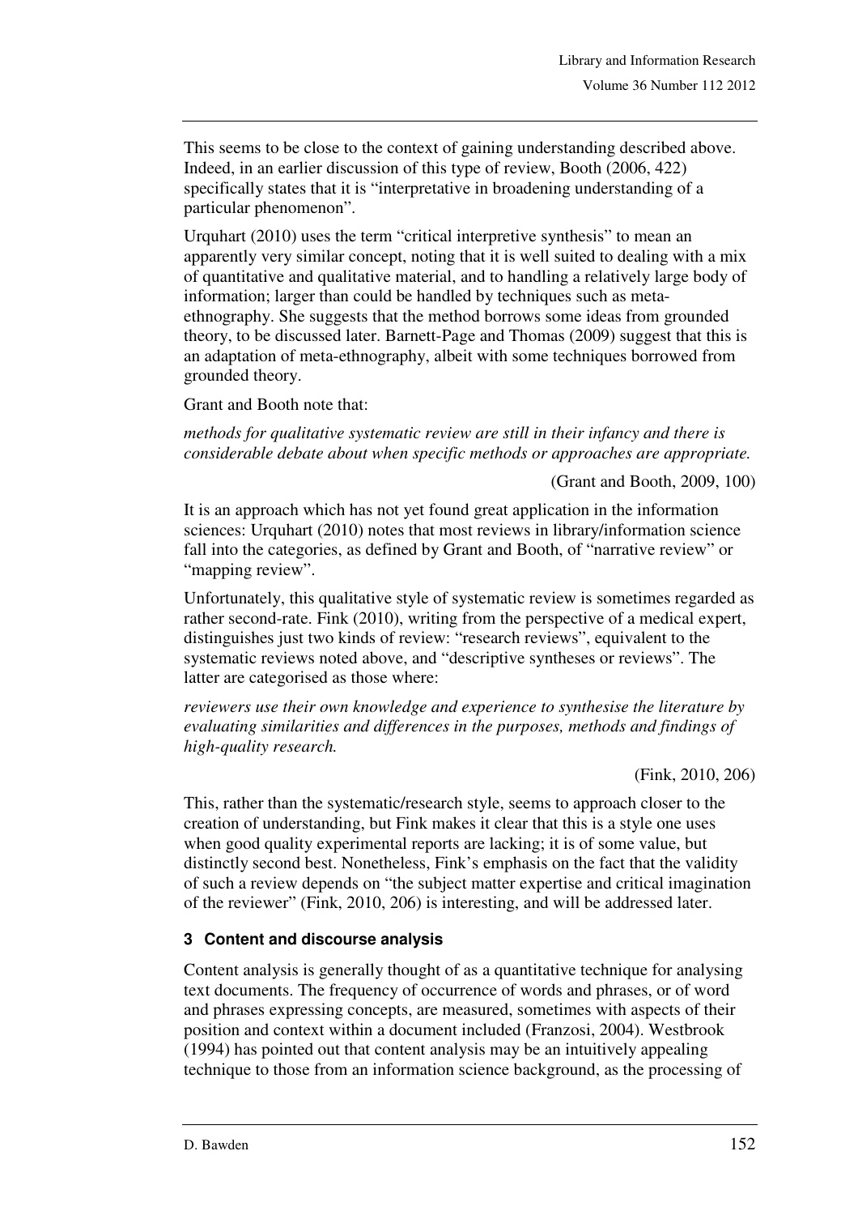This seems to be close to the context of gaining understanding described above. Indeed, in an earlier discussion of this type of review, Booth (2006, 422) specifically states that it is "interpretative in broadening understanding of a particular phenomenon".

Urquhart (2010) uses the term "critical interpretive synthesis" to mean an apparently very similar concept, noting that it is well suited to dealing with a mix of quantitative and qualitative material, and to handling a relatively large body of information; larger than could be handled by techniques such as meta-ethnography. She suggests that the method borrows some ideas from grounded theory, to be discussed later. Barnett-Page and Thomas (2009) suggest that this is an adaptation of meta-ethnography, albeit with some techniques borrowed from grounded theory.

Grant and Booth note that:

*methods for qualitative systematic review are still in their infancy and there is considerable debate about when specific methods or approaches are appropriate.*

(Grant and Booth, 2009, 100)

It is an approach which has not yet found great application in the information sciences: Urquhart (2010) notes that most reviews in library/information science fall into the categories, as defined by Grant and Booth, of "narrative review" or "mapping review".

Unfortunately, this qualitative style of systematic review is sometimes regarded as rather second-rate. Fink (2010), writing from the perspective of a medical expert, distinguishes just two kinds of review: "research reviews", equivalent to the systematic reviews noted above, and "descriptive syntheses or reviews". The latter are categorised as those where:

*reviewers use their own knowledge and experience to synthesise the literature by evaluating similarities and differences in the purposes, methods and findings of high-quality research.*

(Fink, 2010, 206)

This, rather than the systematic/research style, seems to approach closer to the creation of understanding, but Fink makes it clear that this is a style one uses when good quality experimental reports are lacking; it is of some value, but distinctly second best. Nonetheless, Fink's emphasis on the fact that the validity of such a review depends on "the subject matter expertise and critical imagination of the reviewer" (Fink, 2010, 206) is interesting, and will be addressed later.

## 3 Content and discourse analysis

Content analysis is generally thought of as a quantitative technique for analysing text documents. The frequency of occurrence of words and phrases, or of word and phrases expressing concepts, are measured, sometimes with aspects of their position and context within a document included (Franzosi, 2004). Westbrook (1994) has pointed out that content analysis may be an intuitively appealing technique to those from an information science background, as the processing of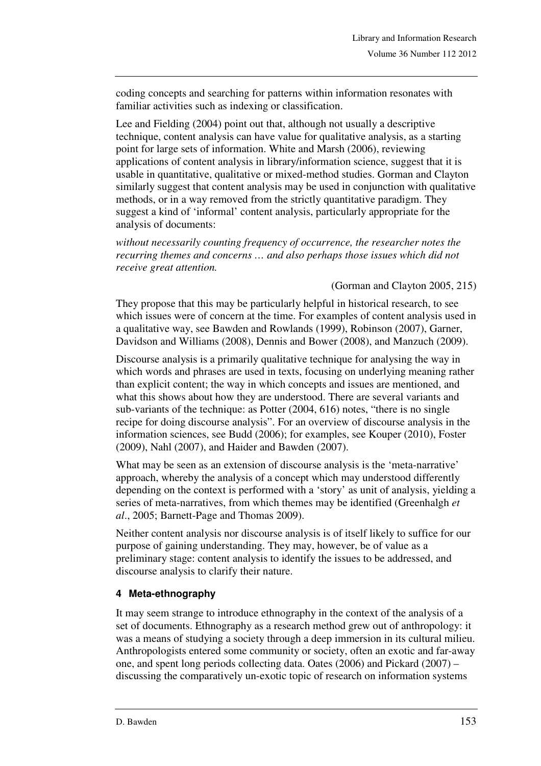coding concepts and searching for patterns within information resonates with familiar activities such as indexing or classification.

Lee and Fielding (2004) point out that, although not usually a descriptive technique, content analysis can have value for qualitative analysis, as a starting point for large sets of information. White and Marsh (2006), reviewing applications of content analysis in library/information science, suggest that it is usable in quantitative, qualitative or mixed-method studies. Gorman and Clayton similarly suggest that content analysis may be used in conjunction with qualitative methods, or in a way removed from the strictly quantitative paradigm. They suggest a kind of 'informal' content analysis, particularly appropriate for the analysis of documents:

*without necessarily counting frequency of occurrence, the researcher notes the recurring themes and concerns … and also perhaps those issues which did not receive great attention.*

(Gorman and Clayton 2005, 215)

They propose that this may be particularly helpful in historical research, to see which issues were of concern at the time. For examples of content analysis used in a qualitative way, see Bawden and Rowlands (1999), Robinson (2007), Garner, Davidson and Williams (2008), Dennis and Bower (2008), and Manzuch (2009).

Discourse analysis is a primarily qualitative technique for analysing the way in which words and phrases are used in texts, focusing on underlying meaning rather than explicit content; the way in which concepts and issues are mentioned, and what this shows about how they are understood. There are several variants and sub-variants of the technique: as Potter (2004, 616) notes, "there is no single recipe for doing discourse analysis". For an overview of discourse analysis in the information sciences, see Budd (2006); for examples, see Kouper (2010), Foster (2009), Nahl (2007), and Haider and Bawden (2007).

What may be seen as an extension of discourse analysis is the 'meta-narrative' approach, whereby the analysis of a concept which may understood differently depending on the context is performed with a 'story' as unit of analysis, yielding a series of meta-narratives, from which themes may be identified (Greenhalgh *et al*., 2005; Barnett-Page and Thomas 2009).

Neither content analysis nor discourse analysis is of itself likely to suffice for our purpose of gaining understanding. They may, however, be of value as a preliminary stage: content analysis to identify the issues to be addressed, and discourse analysis to clarify their nature.

### 4 Meta-ethnography

It may seem strange to introduce ethnography in the context of the analysis of a set of documents. Ethnography as a research method grew out of anthropology: it was a means of studying a society through a deep immersion in its cultural milieu. Anthropologists entered some community or society, often an exotic and far-away one, and spent long periods collecting data. Oates (2006) and Pickard (2007) – discussing the comparatively un-exotic topic of research on information systems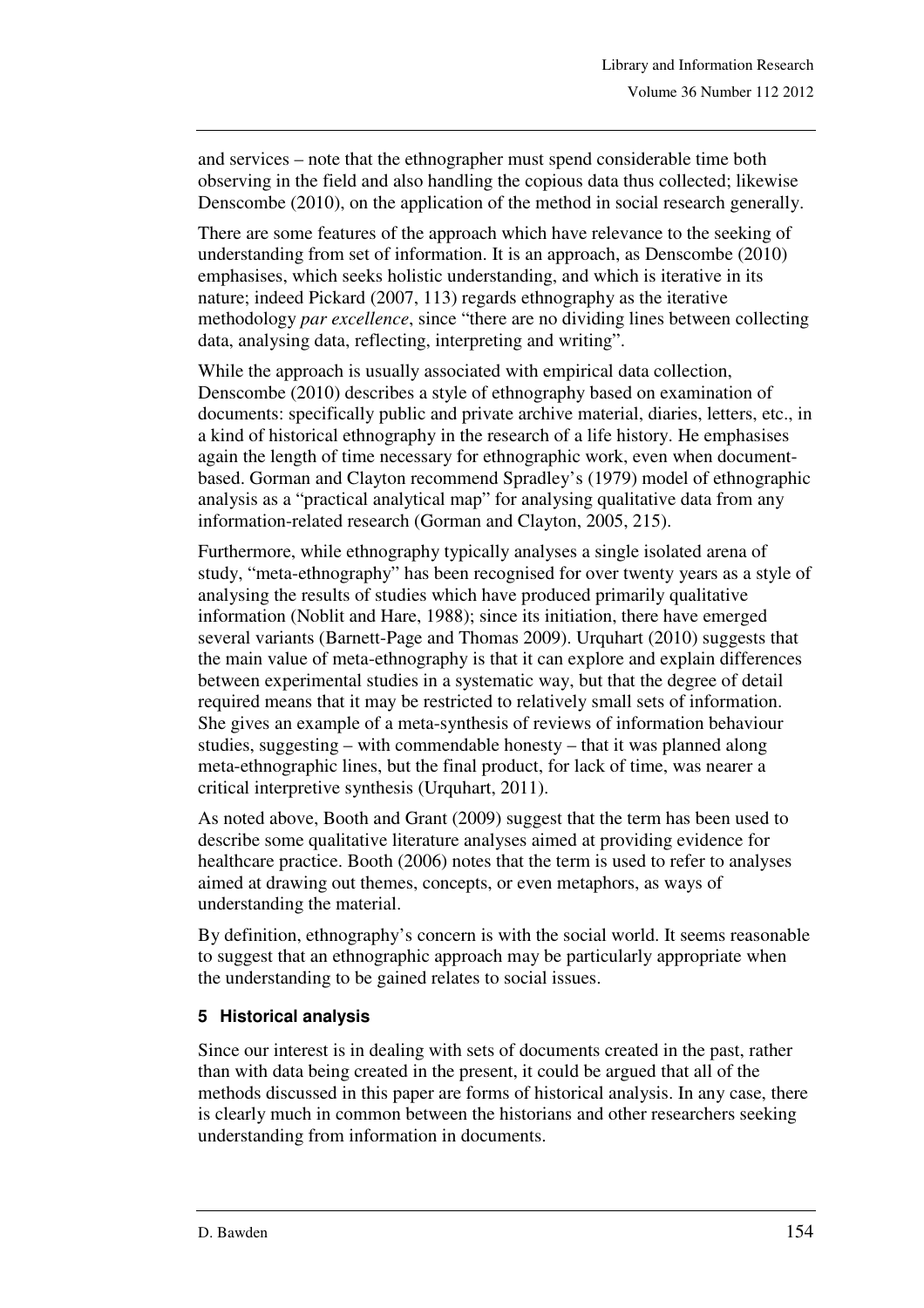and services – note that the ethnographer must spend considerable time both observing in the field and also handling the copious data thus collected; likewise Denscombe (2010), on the application of the method in social research generally.

There are some features of the approach which have relevance to the seeking of understanding from set of information. It is an approach, as Denscombe (2010) emphasises, which seeks holistic understanding, and which is iterative in its nature; indeed Pickard (2007, 113) regards ethnography as the iterative methodology *par excellence*, since "there are no dividing lines between collecting data, analysing data, reflecting, interpreting and writing".

While the approach is usually associated with empirical data collection, Denscombe (2010) describes a style of ethnography based on examination of documents: specifically public and private archive material, diaries, letters, etc., in a kind of historical ethnography in the research of a life history. He emphasises again the length of time necessary for ethnographic work, even when document-based. Gorman and Clayton recommend Spradley's (1979) model of ethnographic analysis as a "practical analytical map" for analysing qualitative data from any information-related research (Gorman and Clayton, 2005, 215).

Furthermore, while ethnography typically analyses a single isolated arena of study, "meta-ethnography" has been recognised for over twenty years as a style of analysing the results of studies which have produced primarily qualitative information (Noblit and Hare, 1988); since its initiation, there have emerged several variants (Barnett-Page and Thomas 2009). Urquhart (2010) suggests that the main value of meta-ethnography is that it can explore and explain differences between experimental studies in a systematic way, but that the degree of detail required means that it may be restricted to relatively small sets of information. She gives an example of a meta-synthesis of reviews of information behaviour studies, suggesting – with commendable honesty – that it was planned along meta-ethnographic lines, but the final product, for lack of time, was nearer a critical interpretive synthesis (Urquhart, 2011).

As noted above, Booth and Grant (2009) suggest that the term has been used to describe some qualitative literature analyses aimed at providing evidence for healthcare practice. Booth (2006) notes that the term is used to refer to analyses aimed at drawing out themes, concepts, or even metaphors, as ways of understanding the material.

By definition, ethnography's concern is with the social world. It seems reasonable to suggest that an ethnographic approach may be particularly appropriate when the understanding to be gained relates to social issues.

## 5 Historical analysis

Since our interest is in dealing with sets of documents created in the past, rather than with data being created in the present, it could be argued that all of the methods discussed in this paper are forms of historical analysis. In any case, there is clearly much in common between the historians and other researchers seeking understanding from information in documents.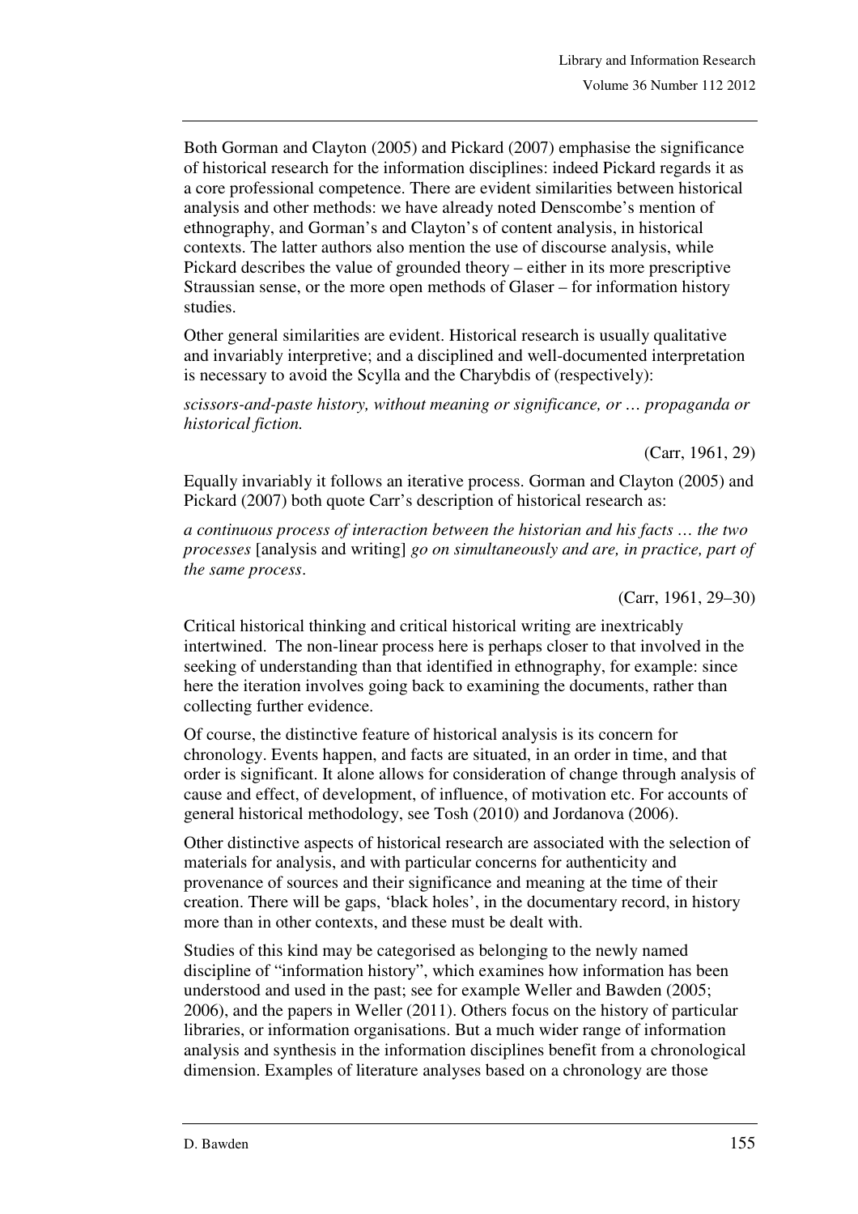Both Gorman and Clayton (2005) and Pickard (2007) emphasise the significance of historical research for the information disciplines: indeed Pickard regards it as a core professional competence. There are evident similarities between historical analysis and other methods: we have already noted Denscombe's mention of ethnography, and Gorman's and Clayton's of content analysis, in historical contexts. The latter authors also mention the use of discourse analysis, while Pickard describes the value of grounded theory – either in its more prescriptive Straussian sense, or the more open methods of Glaser – for information history studies.

Other general similarities are evident. Historical research is usually qualitative and invariably interpretive; and a disciplined and well-documented interpretation is necessary to avoid the Scylla and the Charybdis of (respectively):

*scissors-and-paste history, without meaning or significance, or … propaganda or historical fiction.*

(Carr, 1961, 29)

Equally invariably it follows an iterative process. Gorman and Clayton (2005) and Pickard (2007) both quote Carr's description of historical research as:

*a continuous process of interaction between the historian and his facts … the two processes* [analysis and writing] *go on simultaneously and are, in practice, part of the same process*.

(Carr, 1961, 29–30)

Critical historical thinking and critical historical writing are inextricably intertwined. The non-linear process here is perhaps closer to that involved in the seeking of understanding than that identified in ethnography, for example: since here the iteration involves going back to examining the documents, rather than collecting further evidence.

Of course, the distinctive feature of historical analysis is its concern for chronology. Events happen, and facts are situated, in an order in time, and that order is significant. It alone allows for consideration of change through analysis of cause and effect, of development, of influence, of motivation etc. For accounts of general historical methodology, see Tosh (2010) and Jordanova (2006).

Other distinctive aspects of historical research are associated with the selection of materials for analysis, and with particular concerns for authenticity and provenance of sources and their significance and meaning at the time of their creation. There will be gaps, 'black holes', in the documentary record, in history more than in other contexts, and these must be dealt with.

Studies of this kind may be categorised as belonging to the newly named discipline of "information history", which examines how information has been understood and used in the past; see for example Weller and Bawden (2005; 2006), and the papers in Weller (2011). Others focus on the history of particular libraries, or information organisations. But a much wider range of information analysis and synthesis in the information disciplines benefit from a chronological dimension. Examples of literature analyses based on a chronology are those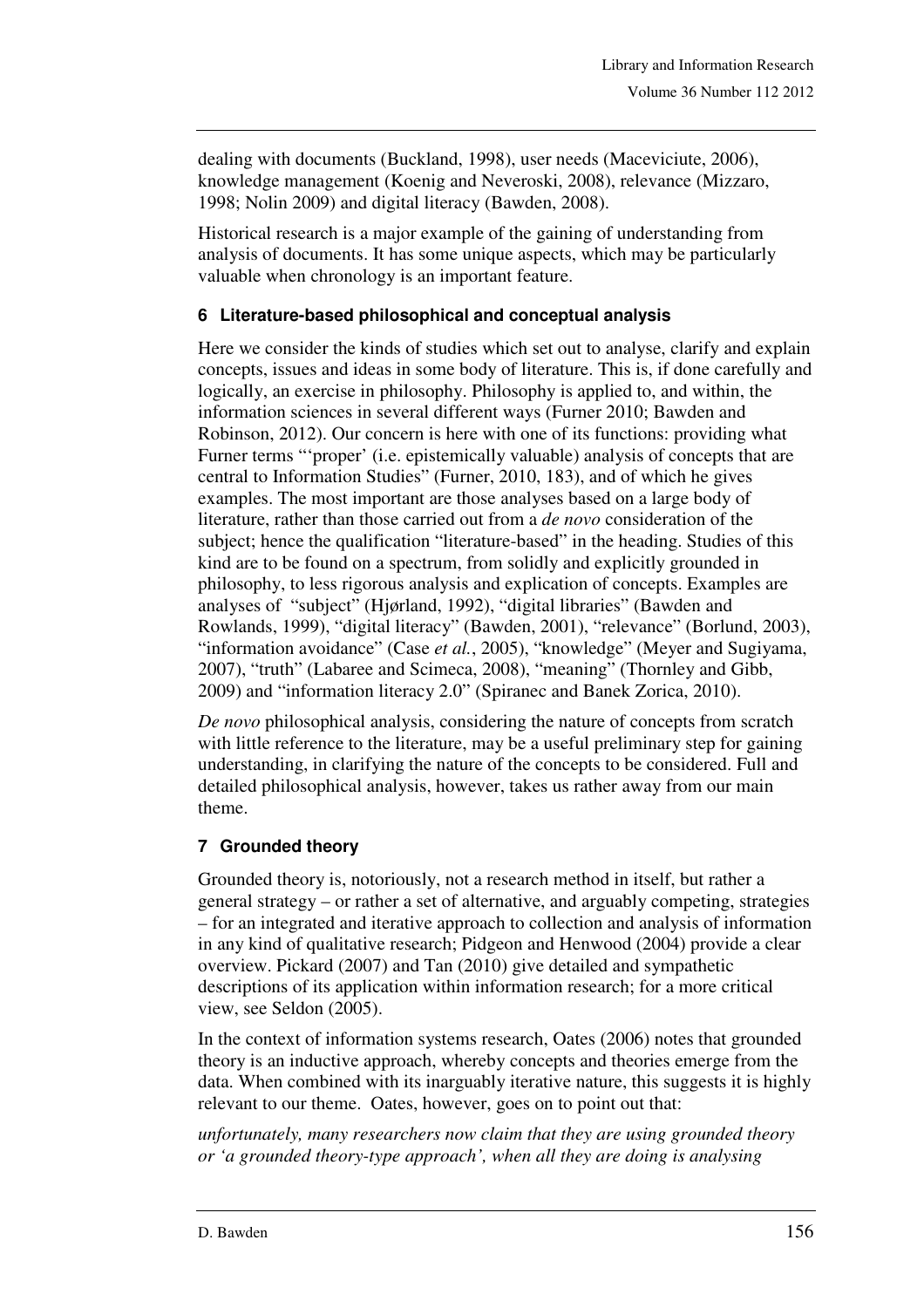dealing with documents (Buckland, 1998), user needs (Maceviciute, 2006), knowledge management (Koenig and Neveroski, 2008), relevance (Mizzaro, 1998; Nolin 2009) and digital literacy (Bawden, 2008).

Historical research is a major example of the gaining of understanding from analysis of documents. It has some unique aspects, which may be particularly valuable when chronology is an important feature.

### 6 Literature-based philosophical and conceptual analysis

Here we consider the kinds of studies which set out to analyse, clarify and explain concepts, issues and ideas in some body of literature. This is, if done carefully and logically, an exercise in philosophy. Philosophy is applied to, and within, the information sciences in several different ways (Furner 2010; Bawden and Robinson, 2012). Our concern is here with one of its functions: providing what Furner terms "'proper' (i.e. epistemically valuable) analysis of concepts that are central to Information Studies" (Furner, 2010, 183), and of which he gives examples. The most important are those analyses based on a large body of literature, rather than those carried out from a *de novo* consideration of the subject; hence the qualification "literature-based" in the heading. Studies of this kind are to be found on a spectrum, from solidly and explicitly grounded in philosophy, to less rigorous analysis and explication of concepts. Examples are analyses of "subject" (Hjørland, 1992), "digital libraries" (Bawden and Rowlands, 1999), "digital literacy" (Bawden, 2001), "relevance" (Borlund, 2003), "information avoidance" (Case *et al.*, 2005), "knowledge" (Meyer and Sugiyama, 2007), "truth" (Labaree and Scimeca, 2008), "meaning" (Thornley and Gibb, 2009) and "information literacy 2.0" (Spiranec and Banek Zorica, 2010).

*De novo* philosophical analysis, considering the nature of concepts from scratch with little reference to the literature, may be a useful preliminary step for gaining understanding, in clarifying the nature of the concepts to be considered. Full and detailed philosophical analysis, however, takes us rather away from our main theme.

### 7 Grounded theory

Grounded theory is, notoriously, not a research method in itself, but rather a general strategy – or rather a set of alternative, and arguably competing, strategies – for an integrated and iterative approach to collection and analysis of information in any kind of qualitative research; Pidgeon and Henwood (2004) provide a clear overview. Pickard (2007) and Tan (2010) give detailed and sympathetic descriptions of its application within information research; for a more critical view, see Seldon (2005).

In the context of information systems research, Oates (2006) notes that grounded theory is an inductive approach, whereby concepts and theories emerge from the data. When combined with its inarguably iterative nature, this suggests it is highly relevant to our theme. Oates, however, goes on to point out that:

*unfortunately, many researchers now claim that they are using grounded theory or 'a grounded theory-type approach', when all they are doing is analysing*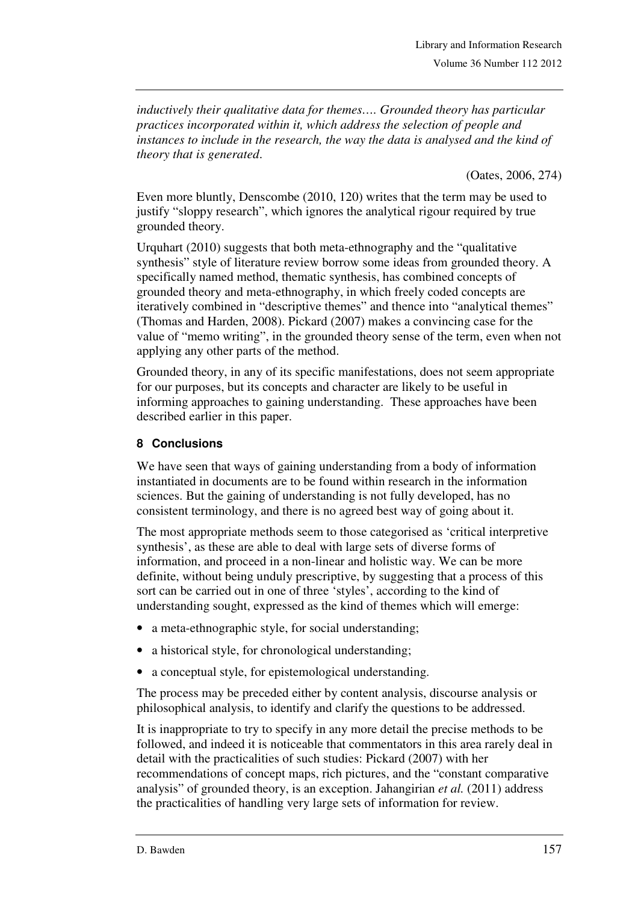*inductively their qualitative data for themes…. Grounded theory has particular practices incorporated within it, which address the selection of people and instances to include in the research, the way the data is analysed and the kind of theory that is generated.*

(Oates, 2006, 274)

Even more bluntly, Denscombe (2010, 120) writes that the term may be used to justify "sloppy research", which ignores the analytical rigour required by true grounded theory.

Urquhart (2010) suggests that both meta-ethnography and the "qualitative synthesis" style of literature review borrow some ideas from grounded theory. A specifically named method, thematic synthesis, has combined concepts of grounded theory and meta-ethnography, in which freely coded concepts are iteratively combined in "descriptive themes" and thence into "analytical themes" (Thomas and Harden, 2008). Pickard (2007) makes a convincing case for the value of "memo writing", in the grounded theory sense of the term, even when not applying any other parts of the method.

Grounded theory, in any of its specific manifestations, does not seem appropriate for our purposes, but its concepts and character are likely to be useful in informing approaches to gaining understanding. These approaches have been described earlier in this paper.

## 8 Conclusions

We have seen that ways of gaining understanding from a body of information instantiated in documents are to be found within research in the information sciences. But the gaining of understanding is not fully developed, has no consistent terminology, and there is no agreed best way of going about it.

The most appropriate methods seem to those categorised as 'critical interpretive synthesis', as these are able to deal with large sets of diverse forms of information, and proceed in a non-linear and holistic way. We can be more definite, without being unduly prescriptive, by suggesting that a process of this sort can be carried out in one of three 'styles', according to the kind of understanding sought, expressed as the kind of themes which will emerge:

- a meta-ethnographic style, for social understanding;
- a historical style, for chronological understanding;
- a conceptual style, for epistemological understanding.

The process may be preceded either by content analysis, discourse analysis or philosophical analysis, to identify and clarify the questions to be addressed.

It is inappropriate to try to specify in any more detail the precise methods to be followed, and indeed it is noticeable that commentators in this area rarely deal in detail with the practicalities of such studies: Pickard (2007) with her recommendations of concept maps, rich pictures, and the "constant comparative analysis" of grounded theory, is an exception. Jahangirian *et al.* (2011) address the practicalities of handling very large sets of information for review.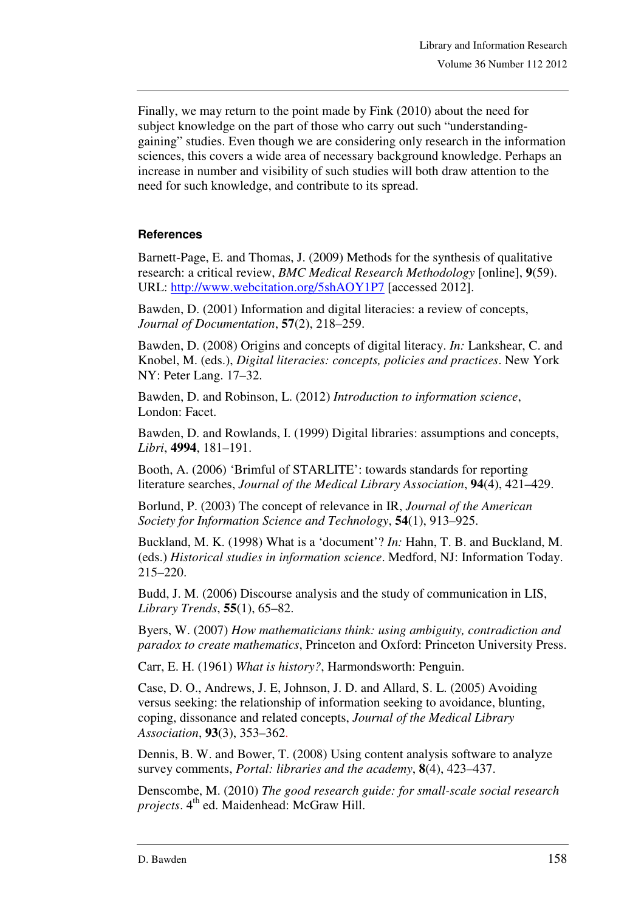Finally, we may return to the point made by Fink (2010) about the need for subject knowledge on the part of those who carry out such "understanding-gaining" studies. Even though we are considering only research in the information sciences, this covers a wide area of necessary background knowledge. Perhaps an increase in number and visibility of such studies will both draw attention to the need for such knowledge, and contribute to its spread.

#### References

Barnett-Page, E. and Thomas, J. (2009) Methods for the synthesis of qualitative research: a critical review, *BMC Medical Research Methodology* [online], **9**(59). URL: http://www.webcitation.org/5shAOY1P7 [accessed 2012].

Bawden, D. (2001) Information and digital literacies: a review of concepts, *Journal of Documentation*, **57**(2), 218–259.

Bawden, D. (2008) Origins and concepts of digital literacy. *In:* Lankshear, C. and Knobel, M. (eds.), *Digital literacies: concepts, policies and practices*. New York NY: Peter Lang. 17–32.

Bawden, D. and Robinson, L. (2012) *Introduction to information science*, London: Facet.

Bawden, D. and Rowlands, I. (1999) Digital libraries: assumptions and concepts, *Libri*, **4994**, 181–191.

Booth, A. (2006) 'Brimful of STARLITE': towards standards for reporting literature searches, *Journal of the Medical Library Association*, **94**(4), 421–429.

Borlund, P. (2003) The concept of relevance in IR, *Journal of the American Society for Information Science and Technology*, **54**(1), 913–925.

Buckland, M. K. (1998) What is a 'document'? *In:* Hahn, T. B. and Buckland, M. (eds.) *Historical studies in information science*. Medford, NJ: Information Today. 215–220.

Budd, J. M. (2006) Discourse analysis and the study of communication in LIS, *Library Trends*, **55**(1), 65–82.

Byers, W. (2007) *How mathematicians think: using ambiguity, contradiction and paradox to create mathematics*, Princeton and Oxford: Princeton University Press.

Carr, E. H. (1961) *What is history?*, Harmondsworth: Penguin.

Case, D. O., Andrews, J. E, Johnson, J. D. and Allard, S. L. (2005) Avoiding versus seeking: the relationship of information seeking to avoidance, blunting, coping, dissonance and related concepts, *Journal of the Medical Library Association*, **93**(3), 353–362.

Dennis, B. W. and Bower, T. (2008) Using content analysis software to analyze survey comments, *Portal: libraries and the academy*, **8**(4), 423–437.

Denscombe, M. (2010) *The good research guide: for small-scale social research projects*. 4th ed. Maidenhead: McGraw Hill.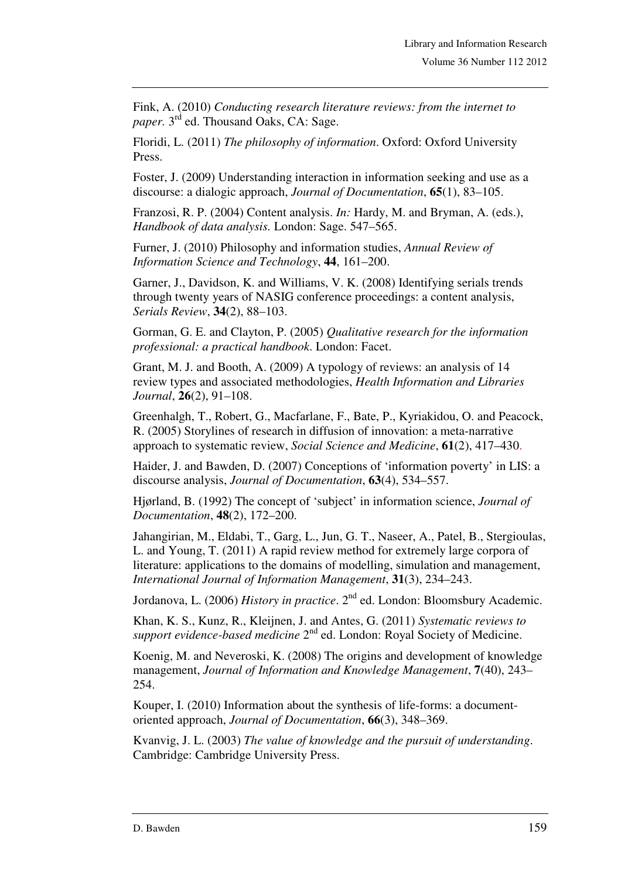Fink, A. (2010) *Conducting research literature reviews: from the internet to paper.* 3rd ed. Thousand Oaks, CA: Sage.

Floridi, L. (2011) *The philosophy of information*. Oxford: Oxford University Press.

Foster, J. (2009) Understanding interaction in information seeking and use as a discourse: a dialogic approach, *Journal of Documentation*, **65**(1), 83–105.

Franzosi, R. P. (2004) Content analysis. *In:* Hardy, M. and Bryman, A. (eds.), *Handbook of data analysis.* London: Sage. 547–565.

Furner, J. (2010) Philosophy and information studies, *Annual Review of Information Science and Technology*, **44**, 161–200.

Garner, J., Davidson, K. and Williams, V. K. (2008) Identifying serials trends through twenty years of NASIG conference proceedings: a content analysis, *Serials Review*, **34**(2), 88–103.

Gorman, G. E. and Clayton, P. (2005) *Qualitative research for the information professional: a practical handbook*. London: Facet.

Grant, M. J. and Booth, A. (2009) A typology of reviews: an analysis of 14 review types and associated methodologies, *Health Information and Libraries Journal*, **26**(2), 91–108.

Greenhalgh, T., Robert, G., Macfarlane, F., Bate, P., Kyriakidou, O. and Peacock, R. (2005) Storylines of research in diffusion of innovation: a meta-narrative approach to systematic review, *Social Science and Medicine*, **61**(2), 417–430.

Haider, J. and Bawden, D. (2007) Conceptions of 'information poverty' in LIS: a discourse analysis, *Journal of Documentation*, **63**(4), 534–557.

Hjørland, B. (1992) The concept of 'subject' in information science, *Journal of Documentation*, **48**(2), 172–200.

Jahangirian, M., Eldabi, T., Garg, L., Jun, G. T., Naseer, A., Patel, B., Stergioulas, L. and Young, T. (2011) A rapid review method for extremely large corpora of literature: applications to the domains of modelling, simulation and management, *International Journal of Information Management*, **31**(3), 234–243.

Jordanova, L. (2006) *History in practice*. 2nd ed. London: Bloomsbury Academic.

Khan, K. S., Kunz, R., Kleijnen, J. and Antes, G. (2011) *Systematic reviews to support evidence-based medicine* 2nd ed. London: Royal Society of Medicine.

Koenig, M. and Neveroski, K. (2008) The origins and development of knowledge management, *Journal of Information and Knowledge Management*, **7**(40), 243–254.

Kouper, I. (2010) Information about the synthesis of life-forms: a document-oriented approach, *Journal of Documentation*, **66**(3), 348–369.

Kvanvig, J. L. (2003) *The value of knowledge and the pursuit of understanding*. Cambridge: Cambridge University Press.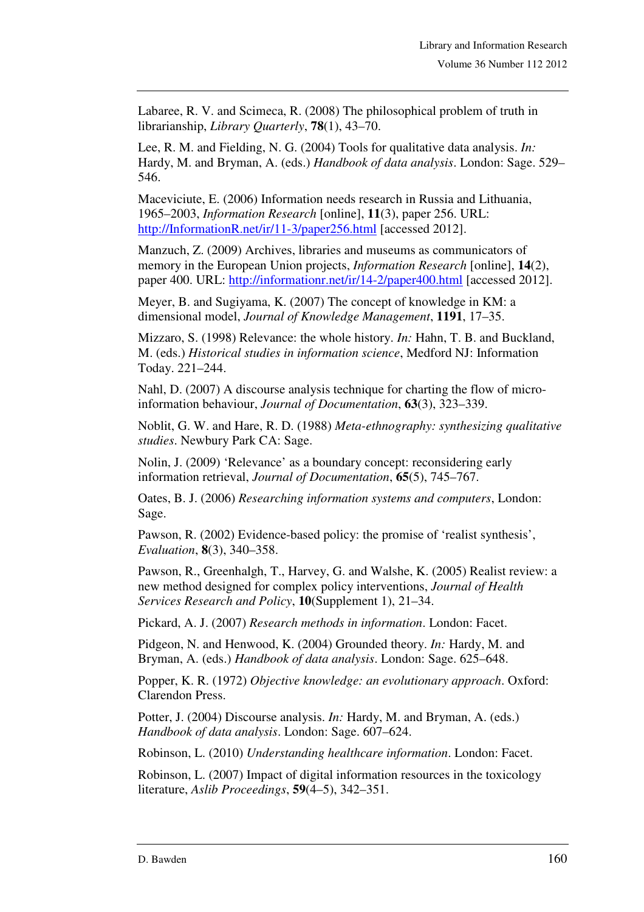Labaree, R. V. and Scimeca, R. (2008) The philosophical problem of truth in librarianship, *Library Quarterly*, **78**(1), 43–70.

Lee, R. M. and Fielding, N. G. (2004) Tools for qualitative data analysis. *In:* Hardy, M. and Bryman, A. (eds.) *Handbook of data analysis*. London: Sage. 529–546.

Maceviciute, E. (2006) Information needs research in Russia and Lithuania, 1965–2003, *Information Research* [online], **11**(3), paper 256. URL: http://InformationR.net/ir/11-3/paper256.html [accessed 2012].

Manzuch, Z. (2009) Archives, libraries and museums as communicators of memory in the European Union projects, *Information Research* [online], **14**(2), paper 400. URL: http://informationr.net/ir/14-2/paper400.html [accessed 2012].

Meyer, B. and Sugiyama, K. (2007) The concept of knowledge in KM: a dimensional model, *Journal of Knowledge Management*, **1191**, 17–35.

Mizzaro, S. (1998) Relevance: the whole history. *In:* Hahn, T. B. and Buckland, M. (eds.) *Historical studies in information science*, Medford NJ: Information Today. 221–244.

Nahl, D. (2007) A discourse analysis technique for charting the flow of micro-information behaviour, *Journal of Documentation*, **63**(3), 323–339.

Noblit, G. W. and Hare, R. D. (1988) *Meta-ethnography: synthesizing qualitative studies*. Newbury Park CA: Sage.

Nolin, J. (2009) 'Relevance' as a boundary concept: reconsidering early information retrieval, *Journal of Documentation*, **65**(5), 745–767.

Oates, B. J. (2006) *Researching information systems and computers*, London: Sage.

Pawson, R. (2002) Evidence-based policy: the promise of 'realist synthesis', *Evaluation*, **8**(3), 340–358.

Pawson, R., Greenhalgh, T., Harvey, G. and Walshe, K. (2005) Realist review: a new method designed for complex policy interventions, *Journal of Health Services Research and Policy*, **10**(Supplement 1), 21–34.

Pickard, A. J. (2007) *Research methods in information*. London: Facet.

Pidgeon, N. and Henwood, K. (2004) Grounded theory. *In:* Hardy, M. and Bryman, A. (eds.) *Handbook of data analysis*. London: Sage. 625–648.

Popper, K. R. (1972) *Objective knowledge: an evolutionary approach*. Oxford: Clarendon Press.

Potter, J. (2004) Discourse analysis. *In:* Hardy, M. and Bryman, A. (eds.) *Handbook of data analysis*. London: Sage. 607–624.

Robinson, L. (2010) *Understanding healthcare information*. London: Facet.

Robinson, L. (2007) Impact of digital information resources in the toxicology literature, *Aslib Proceedings*, **59**(4–5), 342–351.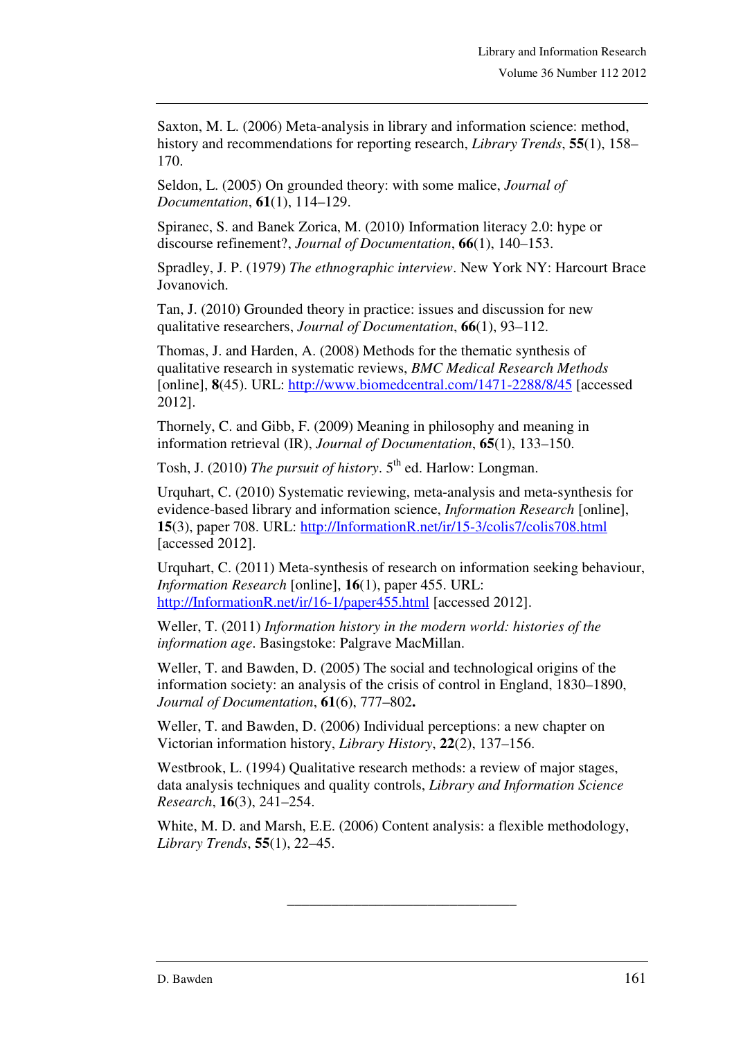Saxton, M. L. (2006) Meta-analysis in library and information science: method, history and recommendations for reporting research, *Library Trends*, **55**(1), 158–170.

Seldon, L. (2005) On grounded theory: with some malice, *Journal of Documentation*, **61**(1), 114–129.

Spiranec, S. and Banek Zorica, M. (2010) Information literacy 2.0: hype or discourse refinement?, *Journal of Documentation*, **66**(1), 140–153.

Spradley, J. P. (1979) *The ethnographic interview*. New York NY: Harcourt Brace Jovanovich.

Tan, J. (2010) Grounded theory in practice: issues and discussion for new qualitative researchers, *Journal of Documentation*, **66**(1), 93–112.

Thomas, J. and Harden, A. (2008) Methods for the thematic synthesis of qualitative research in systematic reviews, *BMC Medical Research Methods* [online], **8**(45). URL: http://www.biomedcentral.com/1471-2288/8/45 [accessed 2012].

Thornely, C. and Gibb, F. (2009) Meaning in philosophy and meaning in information retrieval (IR), *Journal of Documentation*, **65**(1), 133–150.

Tosh, J. (2010) *The pursuit of history*. 5th ed. Harlow: Longman.

Urquhart, C. (2010) Systematic reviewing, meta-analysis and meta-synthesis for evidence-based library and information science, *Information Research* [online], **15**(3), paper 708. URL: http://InformationR.net/ir/15-3/colis7/colis708.html [accessed 2012].

Urquhart, C. (2011) Meta-synthesis of research on information seeking behaviour, *Information Research* [online], **16**(1), paper 455. URL: http://InformationR.net/ir/16-1/paper455.html [accessed 2012].

Weller, T. (2011) *Information history in the modern world: histories of the information age*. Basingstoke: Palgrave MacMillan.

Weller, T. and Bawden, D. (2005) The social and technological origins of the information society: an analysis of the crisis of control in England, 1830–1890, *Journal of Documentation*, **61**(6), 777–802.

Weller, T. and Bawden, D. (2006) Individual perceptions: a new chapter on Victorian information history, *Library History*, **22**(2), 137–156.

Westbrook, L. (1994) Qualitative research methods: a review of major stages, data analysis techniques and quality controls, *Library and Information Science Research*, **16**(3), 241–254.

White, M. D. and Marsh, E.E. (2006) Content analysis: a flexible methodology, *Library Trends*, **55**(1), 22–45.

---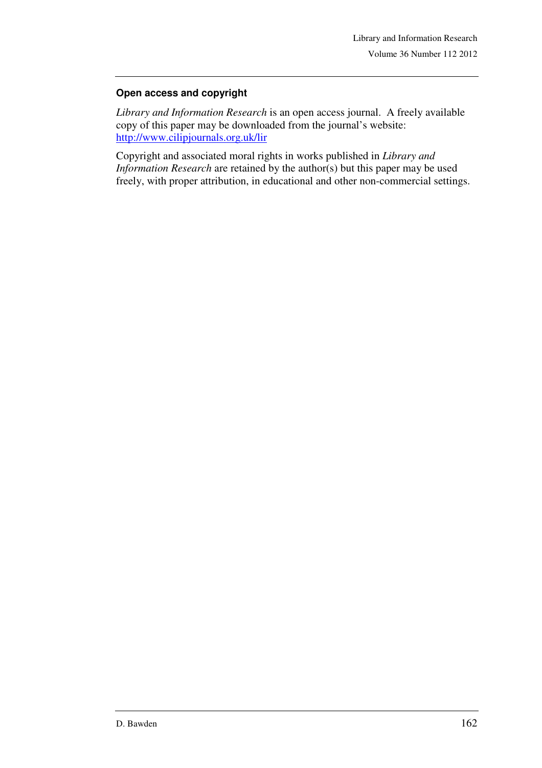### Open access and copyright

*Library and Information Research* is an open access journal. A freely available copy of this paper may be downloaded from the journal's website: http://www.cilipjournals.org.uk/lir

Copyright and associated moral rights in works published in *Library and Information Research* are retained by the author(s) but this paper may be used freely, with proper attribution, in educational and other non-commercial settings.